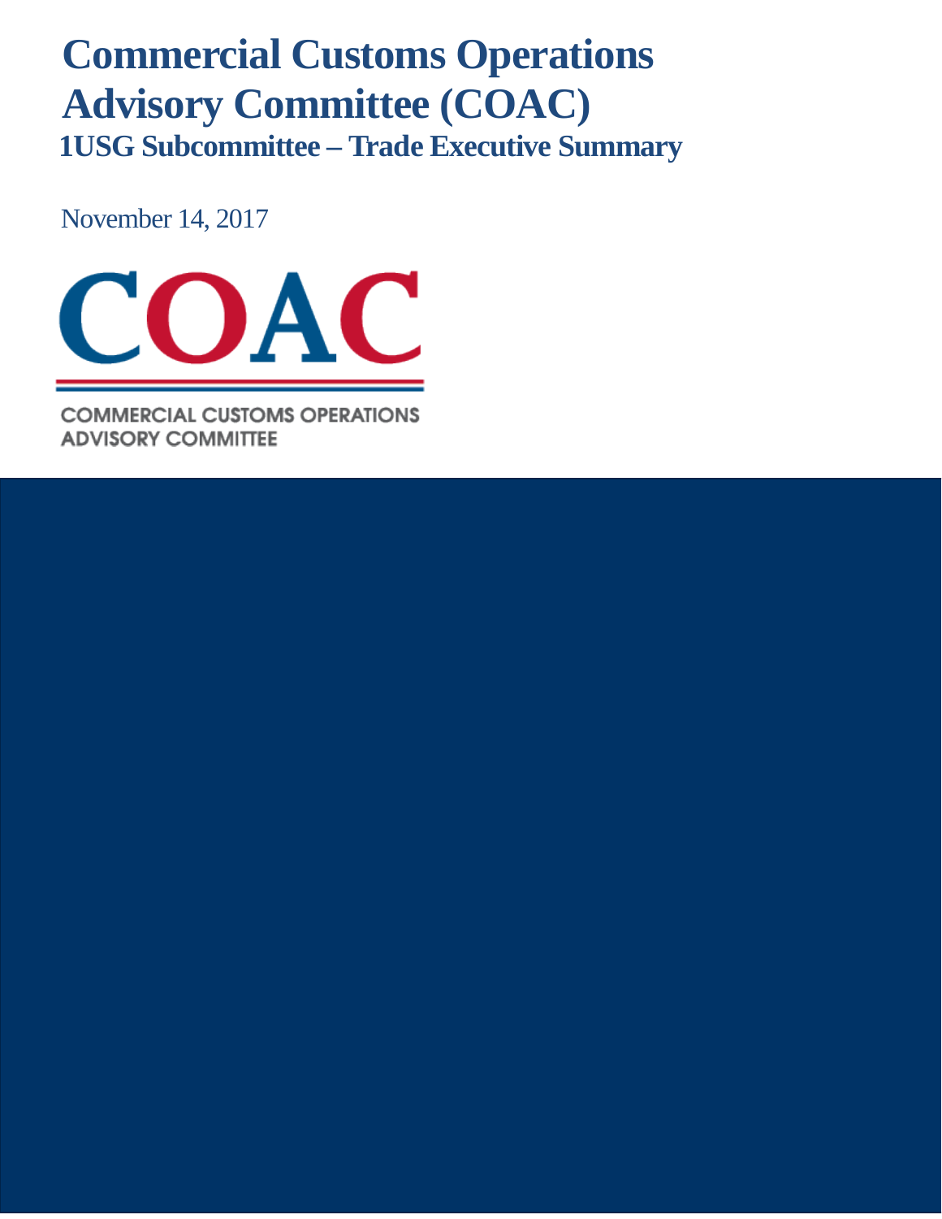# Commercial Customs Operations Advisory Committee (COAC)

## 1USG Subcommittee – Trade Executive Summary

November 14, 2017

COAC

COMMERCIAL CUSTOMS OPERATIONS ADVISORY COMMITTEE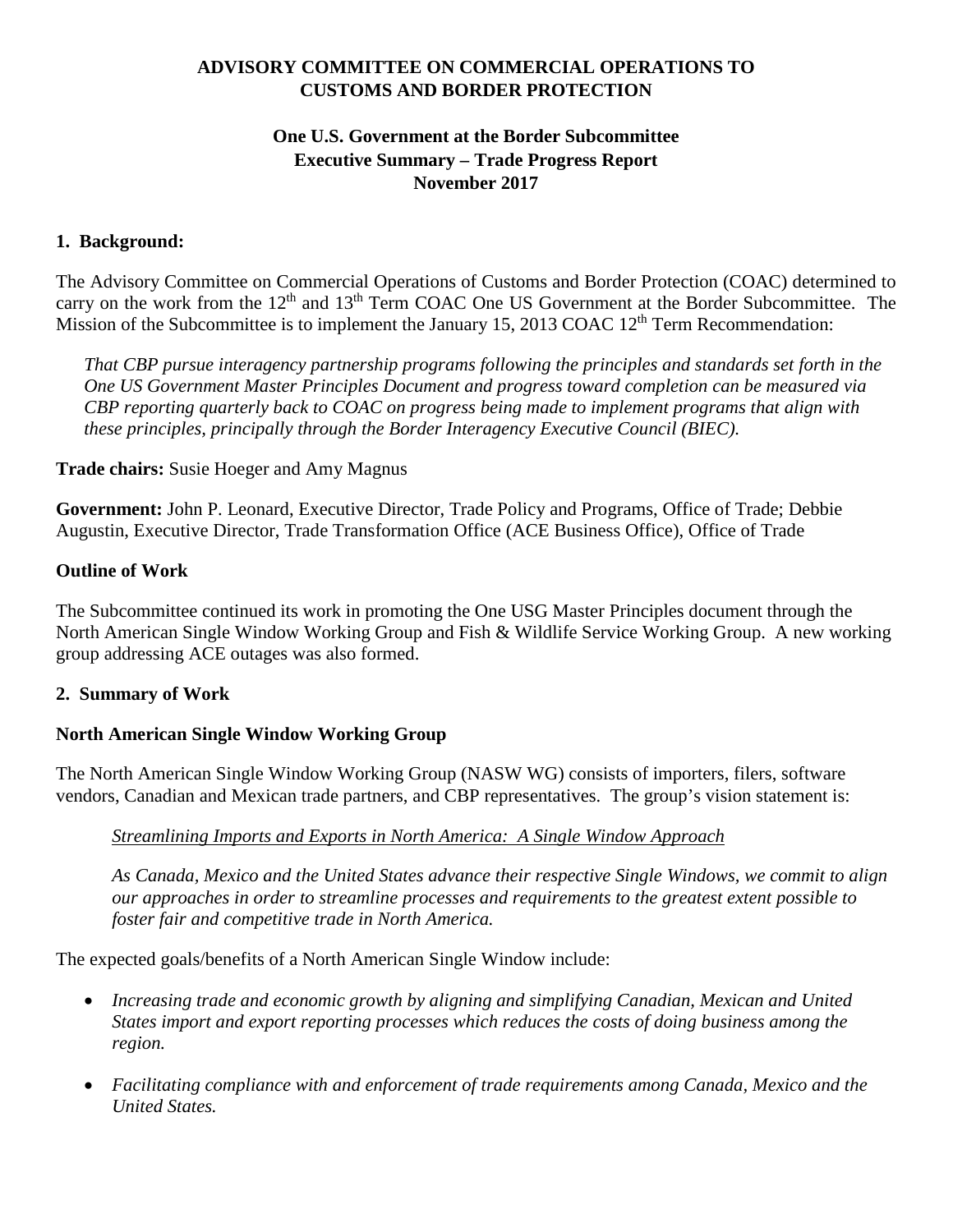**ADVISORY COMMITTEE ON COMMERCIAL OPERATIONS TO CUSTOMS AND BORDER PROTECTION**

**One U.S. Government at the Border Subcommittee**
**Executive Summary – Trade Progress Report**
**November 2017**

## 1. Background:

The Advisory Committee on Commercial Operations of Customs and Border Protection (COAC) determined to carry on the work from the 12th and 13th Term COAC One US Government at the Border Subcommittee. The Mission of the Subcommittee is to implement the January 15, 2013 COAC 12th Term Recommendation:

*That CBP pursue interagency partnership programs following the principles and standards set forth in the One US Government Master Principles Document and progress toward completion can be measured via CBP reporting quarterly back to COAC on progress being made to implement programs that align with these principles, principally through the Border Interagency Executive Council (BIEC).*

**Trade chairs:** Susie Hoeger and Amy Magnus

**Government:** John P. Leonard, Executive Director, Trade Policy and Programs, Office of Trade; Debbie Augustin, Executive Director, Trade Transformation Office (ACE Business Office), Office of Trade

**Outline of Work**

The Subcommittee continued its work in promoting the One USG Master Principles document through the North American Single Window Working Group and Fish & Wildlife Service Working Group. A new working group addressing ACE outages was also formed.

## 2. Summary of Work

**North American Single Window Working Group**

The North American Single Window Working Group (NASW WG) consists of importers, filers, software vendors, Canadian and Mexican trade partners, and CBP representatives. The group's vision statement is:

<u>*Streamlining Imports and Exports in North America: A Single Window Approach*</u>

*As Canada, Mexico and the United States advance their respective Single Windows, we commit to align our approaches in order to streamline processes and requirements to the greatest extent possible to foster fair and competitive trade in North America.*

The expected goals/benefits of a North American Single Window include:

- *Increasing trade and economic growth by aligning and simplifying Canadian, Mexican and United States import and export reporting processes which reduces the costs of doing business among the region.*
- *Facilitating compliance with and enforcement of trade requirements among Canada, Mexico and the United States.*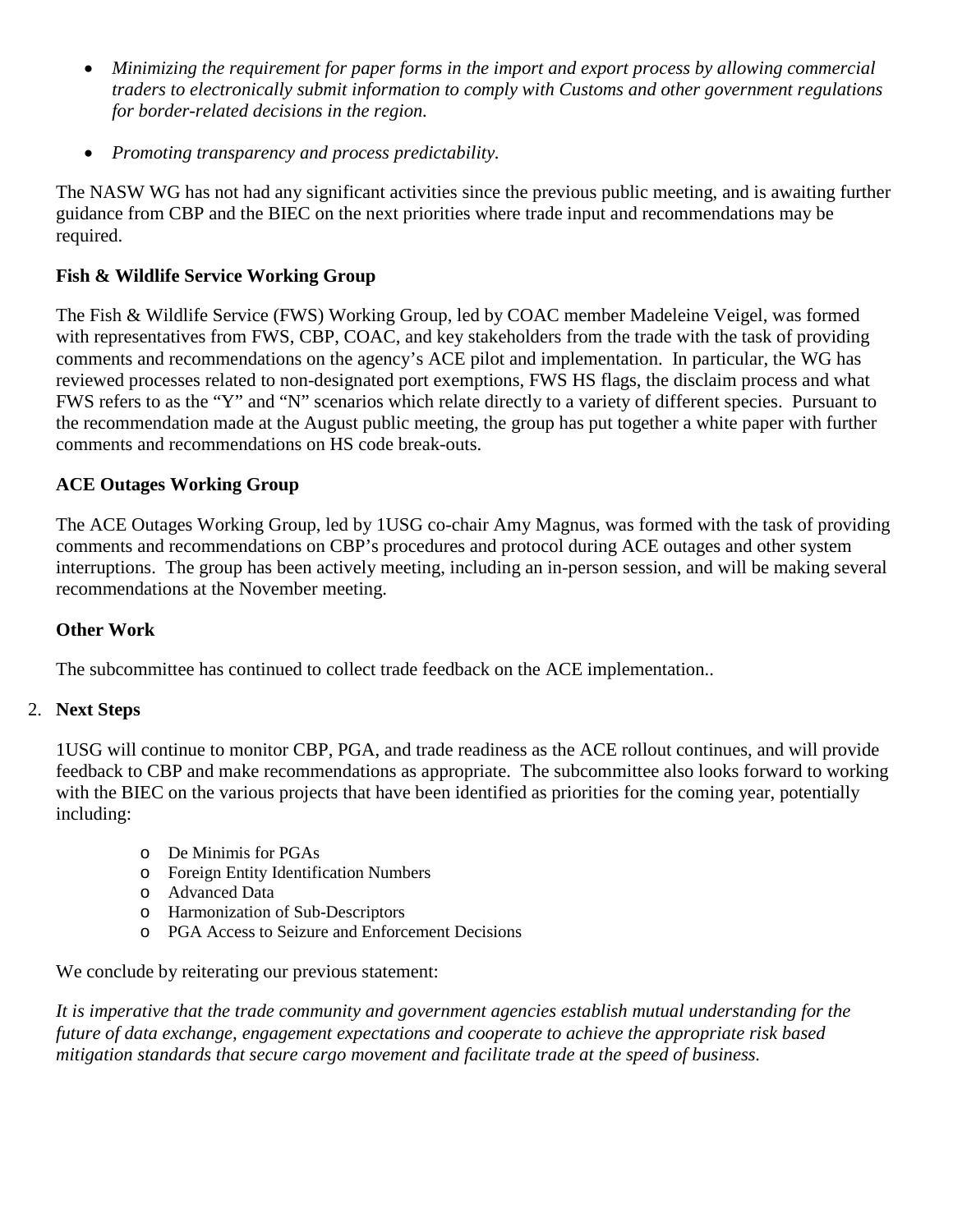- *Minimizing the requirement for paper forms in the import and export process by allowing commercial traders to electronically submit information to comply with Customs and other government regulations for border-related decisions in the region.*

- *Promoting transparency and process predictability.*

The NASW WG has not had any significant activities since the previous public meeting, and is awaiting further guidance from CBP and the BIEC on the next priorities where trade input and recommendations may be required.

**Fish & Wildlife Service Working Group**

The Fish & Wildlife Service (FWS) Working Group, led by COAC member Madeleine Veigel, was formed with representatives from FWS, CBP, COAC, and key stakeholders from the trade with the task of providing comments and recommendations on the agency's ACE pilot and implementation. In particular, the WG has reviewed processes related to non-designated port exemptions, FWS HS flags, the disclaim process and what FWS refers to as the "Y" and "N" scenarios which relate directly to a variety of different species. Pursuant to the recommendation made at the August public meeting, the group has put together a white paper with further comments and recommendations on HS code break-outs.

**ACE Outages Working Group**

The ACE Outages Working Group, led by 1USG co-chair Amy Magnus, was formed with the task of providing comments and recommendations on CBP's procedures and protocol during ACE outages and other system interruptions. The group has been actively meeting, including an in-person session, and will be making several recommendations at the November meeting.

**Other Work**

The subcommittee has continued to collect trade feedback on the ACE implementation..

2. **Next Steps**

1USG will continue to monitor CBP, PGA, and trade readiness as the ACE rollout continues, and will provide feedback to CBP and make recommendations as appropriate. The subcommittee also looks forward to working with the BIEC on the various projects that have been identified as priorities for the coming year, potentially including:

  - De Minimis for PGAs
  - Foreign Entity Identification Numbers
  - Advanced Data
  - Harmonization of Sub-Descriptors
  - PGA Access to Seizure and Enforcement Decisions

We conclude by reiterating our previous statement:

*It is imperative that the trade community and government agencies establish mutual understanding for the future of data exchange, engagement expectations and cooperate to achieve the appropriate risk based mitigation standards that secure cargo movement and facilitate trade at the speed of business.*